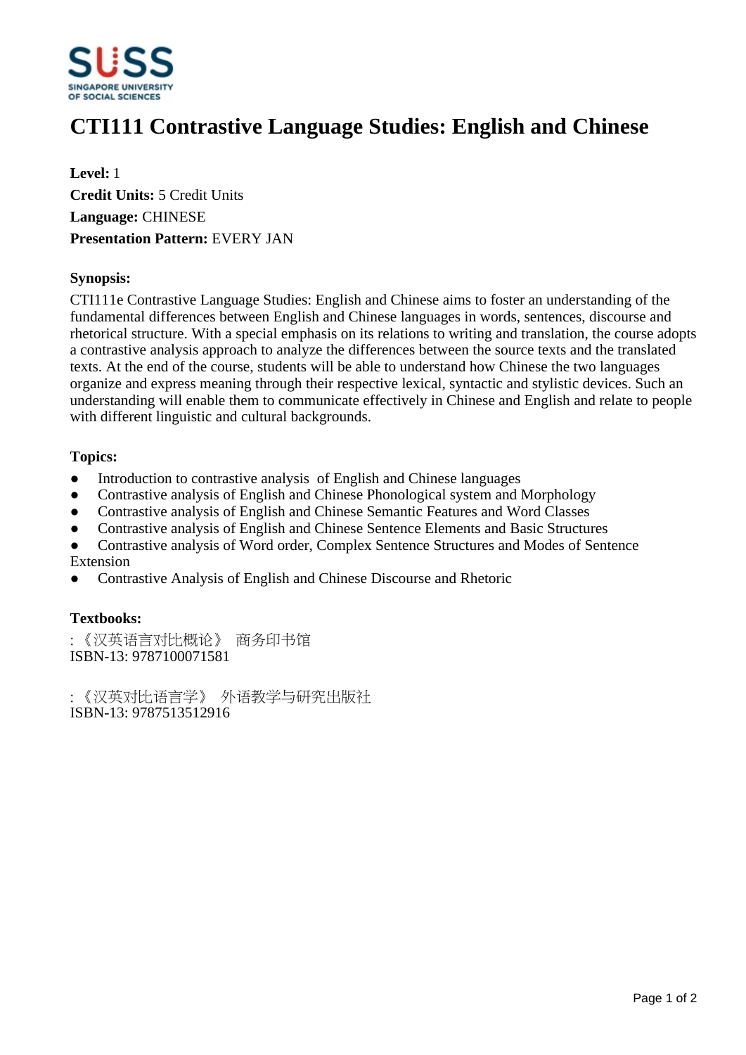# CTI111 Contrastive Language Studies: English and Chinese

**Level:** 1
**Credit Units:** 5 Credit Units
**Language:** CHINESE
**Presentation Pattern:** EVERY JAN

**Synopsis:**

CTI111e Contrastive Language Studies: English and Chinese aims to foster an understanding of the fundamental differences between English and Chinese languages in words, sentences, discourse and rhetorical structure. With a special emphasis on its relations to writing and translation, the course adopts a contrastive analysis approach to analyze the differences between the source texts and the translated texts. At the end of the course, students will be able to understand how Chinese the two languages organize and express meaning through their respective lexical, syntactic and stylistic devices. Such an understanding will enable them to communicate effectively in Chinese and English and relate to people with different linguistic and cultural backgrounds.

**Topics:**

- Introduction to contrastive analysis of English and Chinese languages
- Contrastive analysis of English and Chinese Phonological system and Morphology
- Contrastive analysis of English and Chinese Semantic Features and Word Classes
- Contrastive analysis of English and Chinese Sentence Elements and Basic Structures
- Contrastive analysis of Word order, Complex Sentence Structures and Modes of Sentence Extension
- Contrastive Analysis of English and Chinese Discourse and Rhetoric

**Textbooks:**

: 《汉英语言对比概论》 商务印书馆
ISBN-13: 9787100071581

: 《汉英对比语言学》 外语教学与研究出版社
ISBN-13: 9787513512916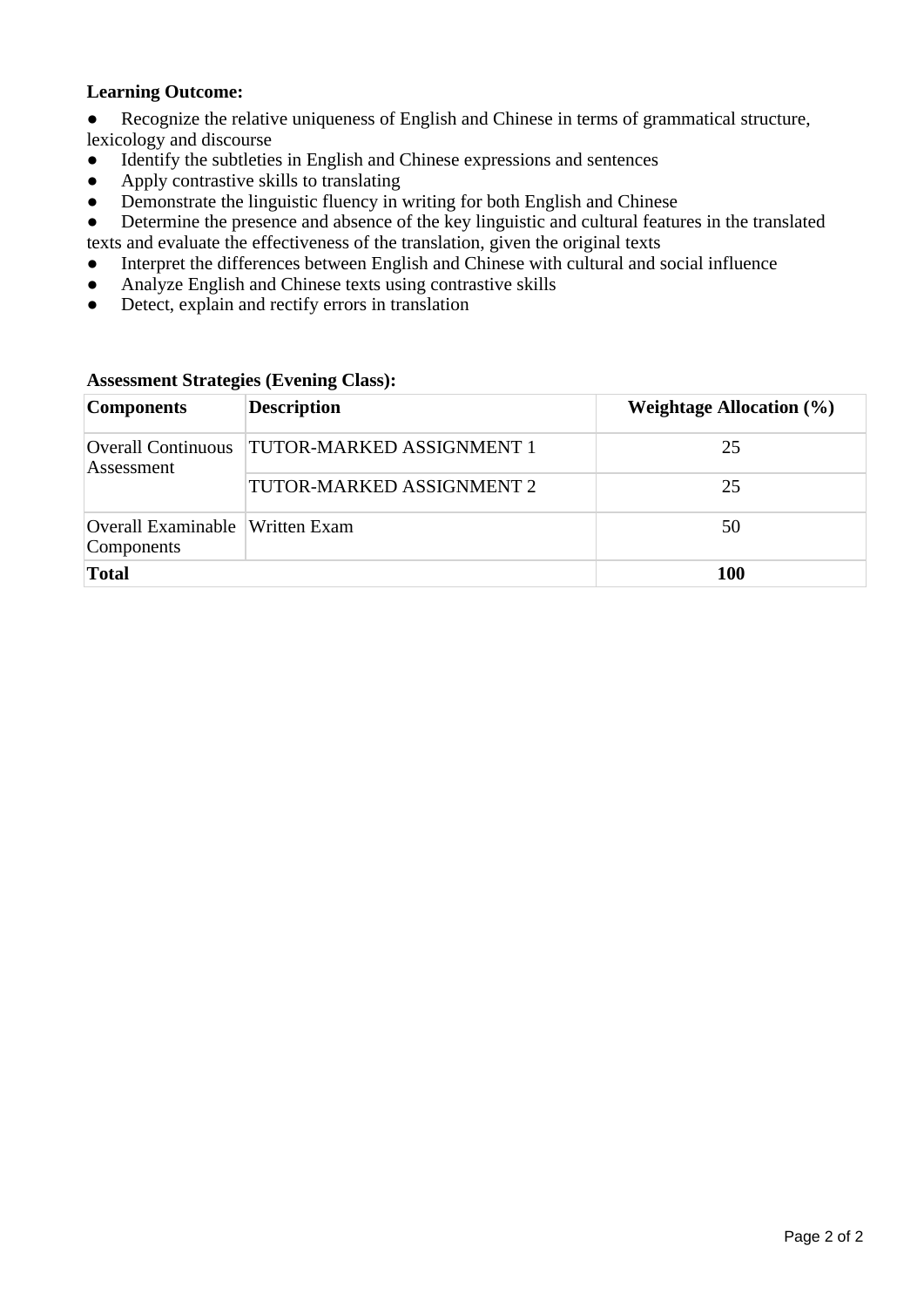**Learning Outcome:**

- Recognize the relative uniqueness of English and Chinese in terms of grammatical structure, lexicology and discourse
- Identify the subtleties in English and Chinese expressions and sentences
- Apply contrastive skills to translating
- Demonstrate the linguistic fluency in writing for both English and Chinese
- Determine the presence and absence of the key linguistic and cultural features in the translated texts and evaluate the effectiveness of the translation, given the original texts
- Interpret the differences between English and Chinese with cultural and social influence
- Analyze English and Chinese texts using contrastive skills
- Detect, explain and rectify errors in translation

**Assessment Strategies (Evening Class):**

| Components | Description | Weightage Allocation (%) |
|---|---|---|
| Overall Continuous Assessment | TUTOR-MARKED ASSIGNMENT 1 | 25 |
| | TUTOR-MARKED ASSIGNMENT 2 | 25 |
| Overall Examinable Components | Written Exam | 50 |
| **Total** | | **100** |